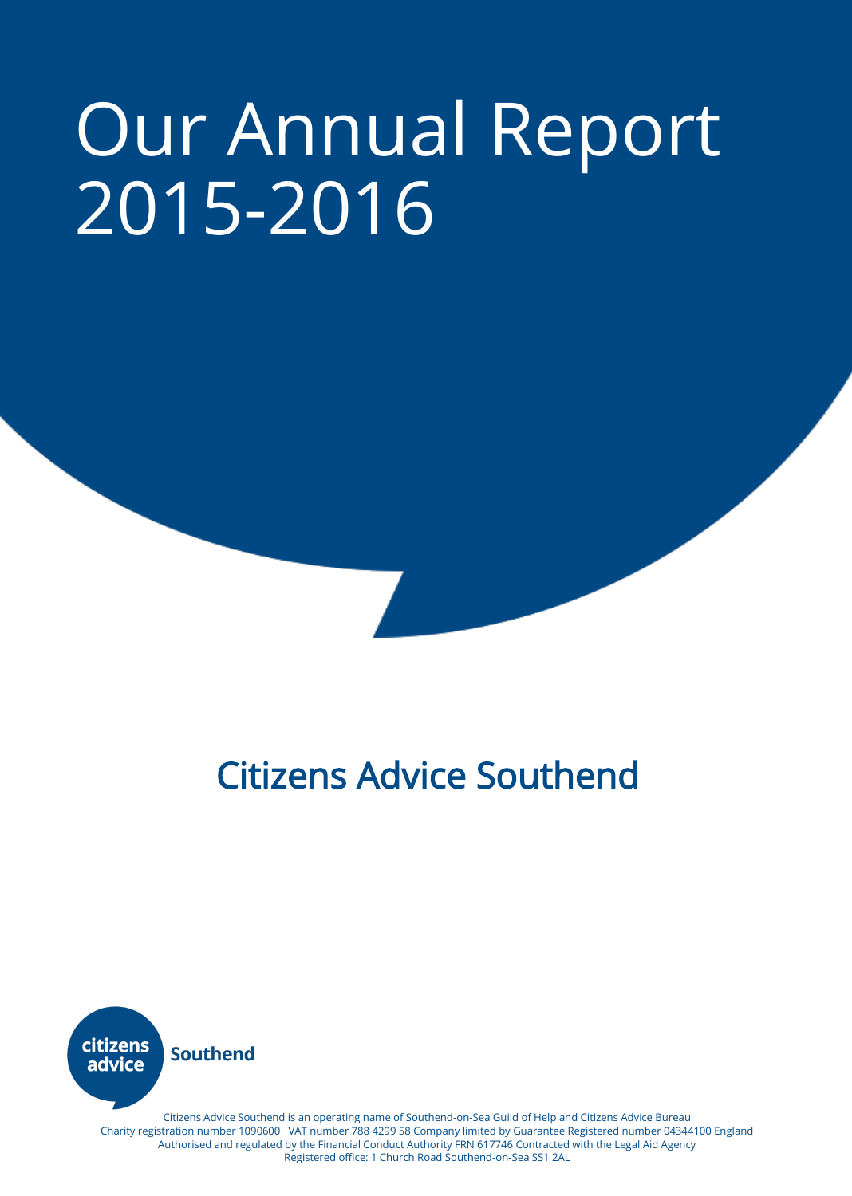# Our Annual Report 2015-2016

## Citizens Advice Southend

citizens advice Southend

Citizens Advice Southend is an operating name of Southend-on-Sea Guild of Help and Citizens Advice Bureau
Charity registration number 1090600 VAT number 788 4299 58 Company limited by Guarantee Registered number 04344100 England
Authorised and regulated by the Financial Conduct Authority FRN 617746 Contracted with the Legal Aid Agency
Registered office: 1 Church Road Southend-on-Sea SS1 2AL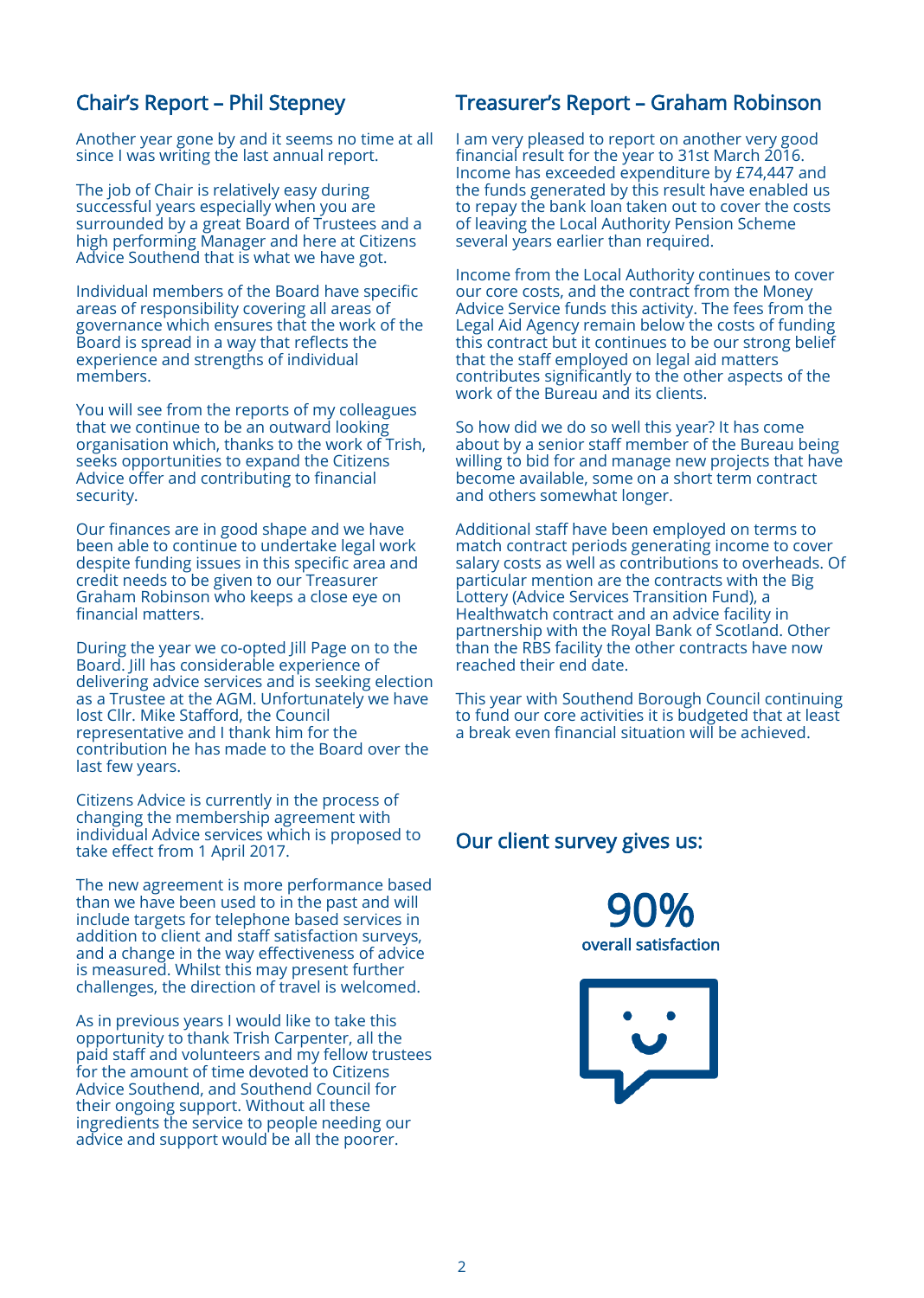## Chair's Report – Phil Stepney

Another year gone by and it seems no time at all since I was writing the last annual report.

The job of Chair is relatively easy during successful years especially when you are surrounded by a great Board of Trustees and a high performing Manager and here at Citizens Advice Southend that is what we have got.

Individual members of the Board have specific areas of responsibility covering all areas of governance which ensures that the work of the Board is spread in a way that reflects the experience and strengths of individual members.

You will see from the reports of my colleagues that we continue to be an outward looking organisation which, thanks to the work of Trish, seeks opportunities to expand the Citizens Advice offer and contributing to financial security.

Our finances are in good shape and we have been able to continue to undertake legal work despite funding issues in this specific area and credit needs to be given to our Treasurer Graham Robinson who keeps a close eye on financial matters.

During the year we co-opted Jill Page on to the Board. Jill has considerable experience of delivering advice services and is seeking election as a Trustee at the AGM. Unfortunately we have lost Cllr. Mike Stafford, the Council representative and I thank him for the contribution he has made to the Board over the last few years.

Citizens Advice is currently in the process of changing the membership agreement with individual Advice services which is proposed to take effect from 1 April 2017.

The new agreement is more performance based than we have been used to in the past and will include targets for telephone based services in addition to client and staff satisfaction surveys, and a change in the way effectiveness of advice is measured. Whilst this may present further challenges, the direction of travel is welcomed.

As in previous years I would like to take this opportunity to thank Trish Carpenter, all the paid staff and volunteers and my fellow trustees for the amount of time devoted to Citizens Advice Southend, and Southend Council for their ongoing support. Without all these ingredients the service to people needing our advice and support would be all the poorer.

## Treasurer's Report – Graham Robinson

I am very pleased to report on another very good financial result for the year to 31st March 2016. Income has exceeded expenditure by £74,447 and the funds generated by this result have enabled us to repay the bank loan taken out to cover the costs of leaving the Local Authority Pension Scheme several years earlier than required.

Income from the Local Authority continues to cover our core costs, and the contract from the Money Advice Service funds this activity. The fees from the Legal Aid Agency remain below the costs of funding this contract but it continues to be our strong belief that the staff employed on legal aid matters contributes significantly to the other aspects of the work of the Bureau and its clients.

So how did we do so well this year? It has come about by a senior staff member of the Bureau being willing to bid for and manage new projects that have become available, some on a short term contract and others somewhat longer.

Additional staff have been employed on terms to match contract periods generating income to cover salary costs as well as contributions to overheads. Of particular mention are the contracts with the Big Lottery (Advice Services Transition Fund), a Healthwatch contract and an advice facility in partnership with the Royal Bank of Scotland. Other than the RBS facility the other contracts have now reached their end date.

This year with Southend Borough Council continuing to fund our core activities it is budgeted that at least a break even financial situation will be achieved.

## Our client survey gives us:

**90%**
overall satisfaction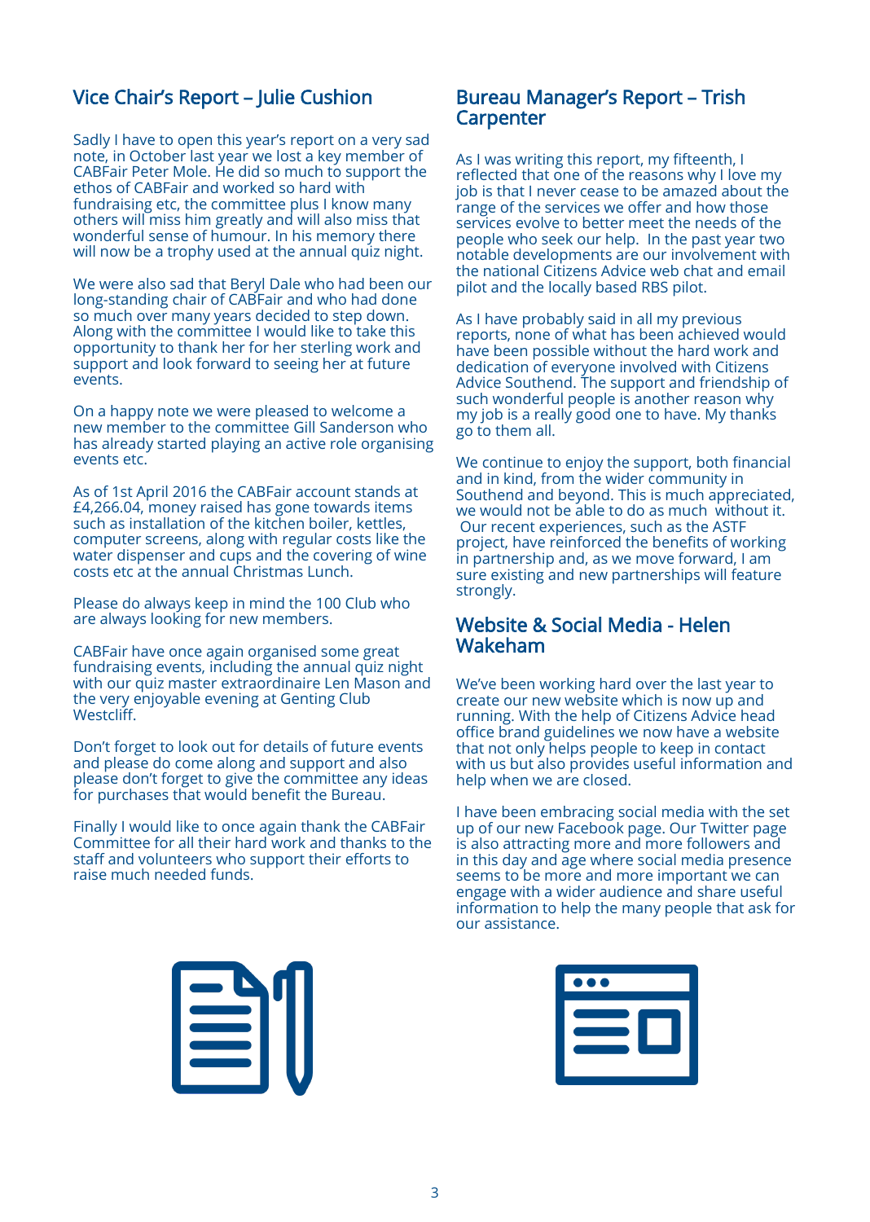## Vice Chair's Report – Julie Cushion

Sadly I have to open this year's report on a very sad note, in October last year we lost a key member of CABFair Peter Mole. He did so much to support the ethos of CABFair and worked so hard with fundraising etc, the committee plus I know many others will miss him greatly and will also miss that wonderful sense of humour. In his memory there will now be a trophy used at the annual quiz night.

We were also sad that Beryl Dale who had been our long-standing chair of CABFair and who had done so much over many years decided to step down. Along with the committee I would like to take this opportunity to thank her for her sterling work and support and look forward to seeing her at future events.

On a happy note we were pleased to welcome a new member to the committee Gill Sanderson who has already started playing an active role organising events etc.

As of 1st April 2016 the CABFair account stands at £4,266.04, money raised has gone towards items such as installation of the kitchen boiler, kettles, computer screens, along with regular costs like the water dispenser and cups and the covering of wine costs etc at the annual Christmas Lunch.

Please do always keep in mind the 100 Club who are always looking for new members.

CABFair have once again organised some great fundraising events, including the annual quiz night with our quiz master extraordinaire Len Mason and the very enjoyable evening at Genting Club Westcliff.

Don't forget to look out for details of future events and please do come along and support and also please don't forget to give the committee any ideas for purchases that would benefit the Bureau.

Finally I would like to once again thank the CABFair Committee for all their hard work and thanks to the staff and volunteers who support their efforts to raise much needed funds.

## Bureau Manager's Report – Trish Carpenter

As I was writing this report, my fifteenth, I reflected that one of the reasons why I love my job is that I never cease to be amazed about the range of the services we offer and how those services evolve to better meet the needs of the people who seek our help. In the past year two notable developments are our involvement with the national Citizens Advice web chat and email pilot and the locally based RBS pilot.

As I have probably said in all my previous reports, none of what has been achieved would have been possible without the hard work and dedication of everyone involved with Citizens Advice Southend. The support and friendship of such wonderful people is another reason why my job is a really good one to have. My thanks go to them all.

We continue to enjoy the support, both financial and in kind, from the wider community in Southend and beyond. This is much appreciated, we would not be able to do as much without it. Our recent experiences, such as the ASTF project, have reinforced the benefits of working in partnership and, as we move forward, I am sure existing and new partnerships will feature strongly.

## Website & Social Media - Helen Wakeham

We've been working hard over the last year to create our new website which is now up and running. With the help of Citizens Advice head office brand guidelines we now have a website that not only helps people to keep in contact with us but also provides useful information and help when we are closed.

I have been embracing social media with the set up of our new Facebook page. Our Twitter page is also attracting more and more followers and in this day and age where social media presence seems to be more and more important we can engage with a wider audience and share useful information to help the many people that ask for our assistance.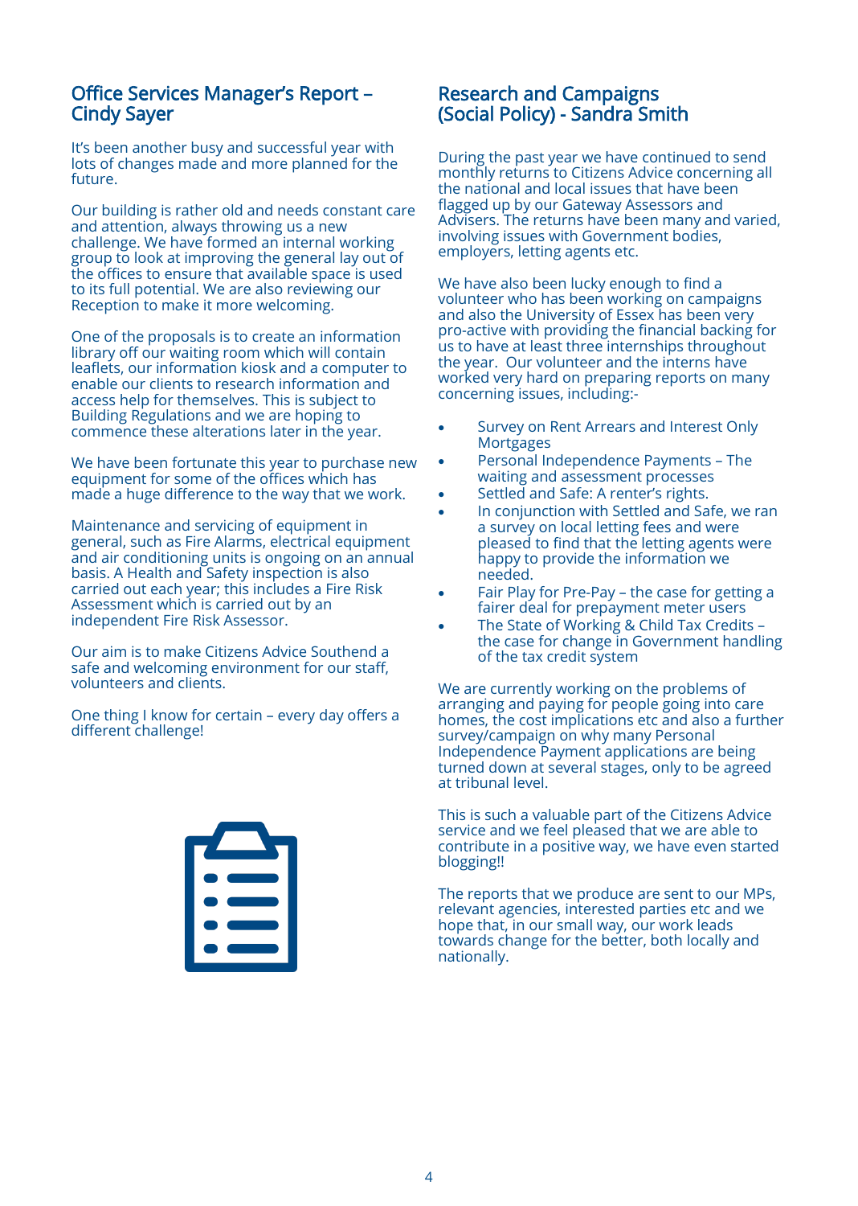## Office Services Manager's Report – Cindy Sayer

It's been another busy and successful year with lots of changes made and more planned for the future.

Our building is rather old and needs constant care and attention, always throwing us a new challenge. We have formed an internal working group to look at improving the general lay out of the offices to ensure that available space is used to its full potential. We are also reviewing our Reception to make it more welcoming.

One of the proposals is to create an information library off our waiting room which will contain leaflets, our information kiosk and a computer to enable our clients to research information and access help for themselves. This is subject to Building Regulations and we are hoping to commence these alterations later in the year.

We have been fortunate this year to purchase new equipment for some of the offices which has made a huge difference to the way that we work.

Maintenance and servicing of equipment in general, such as Fire Alarms, electrical equipment and air conditioning units is ongoing on an annual basis. A Health and Safety inspection is also carried out each year; this includes a Fire Risk Assessment which is carried out by an independent Fire Risk Assessor.

Our aim is to make Citizens Advice Southend a safe and welcoming environment for our staff, volunteers and clients.

One thing I know for certain – every day offers a different challenge!

## Research and Campaigns (Social Policy) - Sandra Smith

During the past year we have continued to send monthly returns to Citizens Advice concerning all the national and local issues that have been flagged up by our Gateway Assessors and Advisers. The returns have been many and varied, involving issues with Government bodies, employers, letting agents etc.

We have also been lucky enough to find a volunteer who has been working on campaigns and also the University of Essex has been very pro-active with providing the financial backing for us to have at least three internships throughout the year. Our volunteer and the interns have worked very hard on preparing reports on many concerning issues, including:-

- Survey on Rent Arrears and Interest Only Mortgages
- Personal Independence Payments – The waiting and assessment processes
- Settled and Safe: A renter's rights.
- In conjunction with Settled and Safe, we ran a survey on local letting fees and were pleased to find that the letting agents were happy to provide the information we needed.
- Fair Play for Pre-Pay – the case for getting a fairer deal for prepayment meter users
- The State of Working & Child Tax Credits – the case for change in Government handling of the tax credit system

We are currently working on the problems of arranging and paying for people going into care homes, the cost implications etc and also a further survey/campaign on why many Personal Independence Payment applications are being turned down at several stages, only to be agreed at tribunal level.

This is such a valuable part of the Citizens Advice service and we feel pleased that we are able to contribute in a positive way, we have even started blogging!!

The reports that we produce are sent to our MPs, relevant agencies, interested parties etc and we hope that, in our small way, our work leads towards change for the better, both locally and nationally.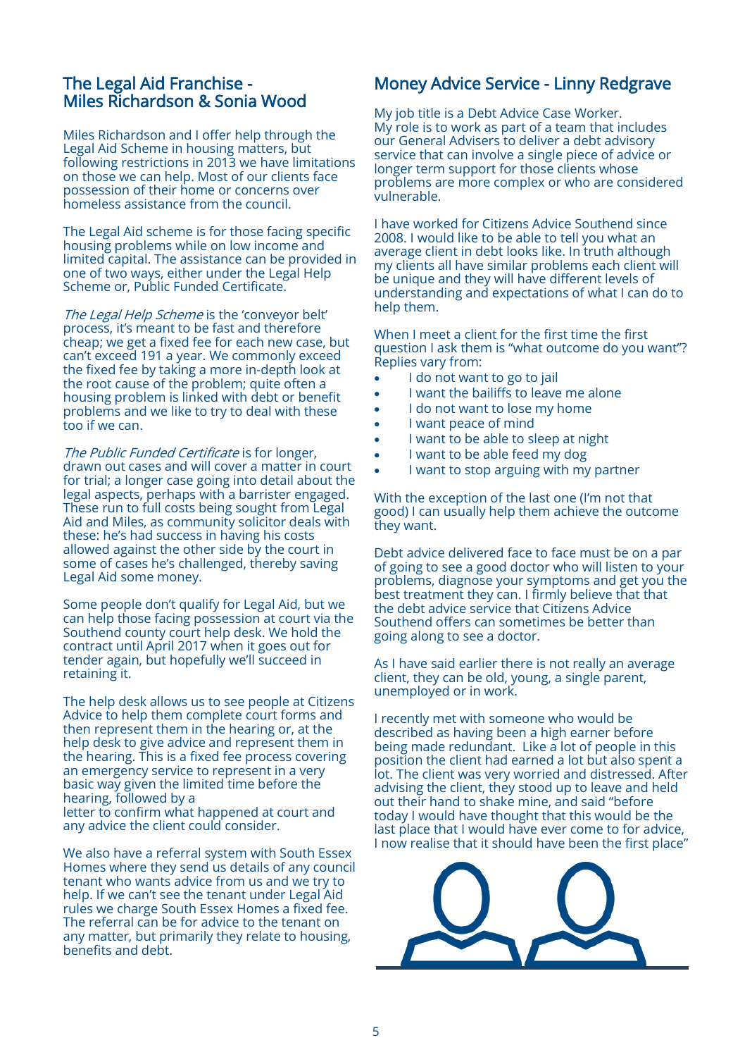## The Legal Aid Franchise - Miles Richardson & Sonia Wood

Miles Richardson and I offer help through the Legal Aid Scheme in housing matters, but following restrictions in 2013 we have limitations on those we can help. Most of our clients face possession of their home or concerns over homeless assistance from the council.

The Legal Aid scheme is for those facing specific housing problems while on low income and limited capital. The assistance can be provided in one of two ways, either under the Legal Help Scheme or, Public Funded Certificate.

*The Legal Help Scheme* is the 'conveyor belt' process, it's meant to be fast and therefore cheap; we get a fixed fee for each new case, but can't exceed 191 a year. We commonly exceed the fixed fee by taking a more in-depth look at the root cause of the problem; quite often a housing problem is linked with debt or benefit problems and we like to try to deal with these too if we can.

*The Public Funded Certificate* is for longer, drawn out cases and will cover a matter in court for trial; a longer case going into detail about the legal aspects, perhaps with a barrister engaged. These run to full costs being sought from Legal Aid and Miles, as community solicitor deals with these: he's had success in having his costs allowed against the other side by the court in some of cases he's challenged, thereby saving Legal Aid some money.

Some people don't qualify for Legal Aid, but we can help those facing possession at court via the Southend county court help desk. We hold the contract until April 2017 when it goes out for tender again, but hopefully we'll succeed in retaining it.

The help desk allows us to see people at Citizens Advice to help them complete court forms and then represent them in the hearing or, at the help desk to give advice and represent them in the hearing. This is a fixed fee process covering an emergency service to represent in a very basic way given the limited time before the hearing, followed by a letter to confirm what happened at court and any advice the client could consider.

We also have a referral system with South Essex Homes where they send us details of any council tenant who wants advice from us and we try to help. If we can't see the tenant under Legal Aid rules we charge South Essex Homes a fixed fee. The referral can be for advice to the tenant on any matter, but primarily they relate to housing, benefits and debt.

## Money Advice Service - Linny Redgrave

My job title is a Debt Advice Case Worker. My role is to work as part of a team that includes our General Advisers to deliver a debt advisory service that can involve a single piece of advice or longer term support for those clients whose problems are more complex or who are considered vulnerable.

I have worked for Citizens Advice Southend since 2008. I would like to be able to tell you what an average client in debt looks like. In truth although my clients all have similar problems each client will be unique and they will have different levels of understanding and expectations of what I can do to help them.

When I meet a client for the first time the first question I ask them is "what outcome do you want"? Replies vary from:

- I do not want to go to jail
- I want the bailiffs to leave me alone
- I do not want to lose my home
- I want peace of mind
- I want to be able to sleep at night
- I want to be able feed my dog
- I want to stop arguing with my partner

With the exception of the last one (I'm not that good) I can usually help them achieve the outcome they want.

Debt advice delivered face to face must be on a par of going to see a good doctor who will listen to your problems, diagnose your symptoms and get you the best treatment they can. I firmly believe that that the debt advice service that Citizens Advice Southend offers can sometimes be better than going along to see a doctor.

As I have said earlier there is not really an average client, they can be old, young, a single parent, unemployed or in work.

I recently met with someone who would be described as having been a high earner before being made redundant. Like a lot of people in this position the client had earned a lot but also spent a lot. The client was very worried and distressed. After advising the client, they stood up to leave and held out their hand to shake mine, and said "before today I would have thought that this would be the last place that I would have ever come to for advice, I now realise that it should have been the first place"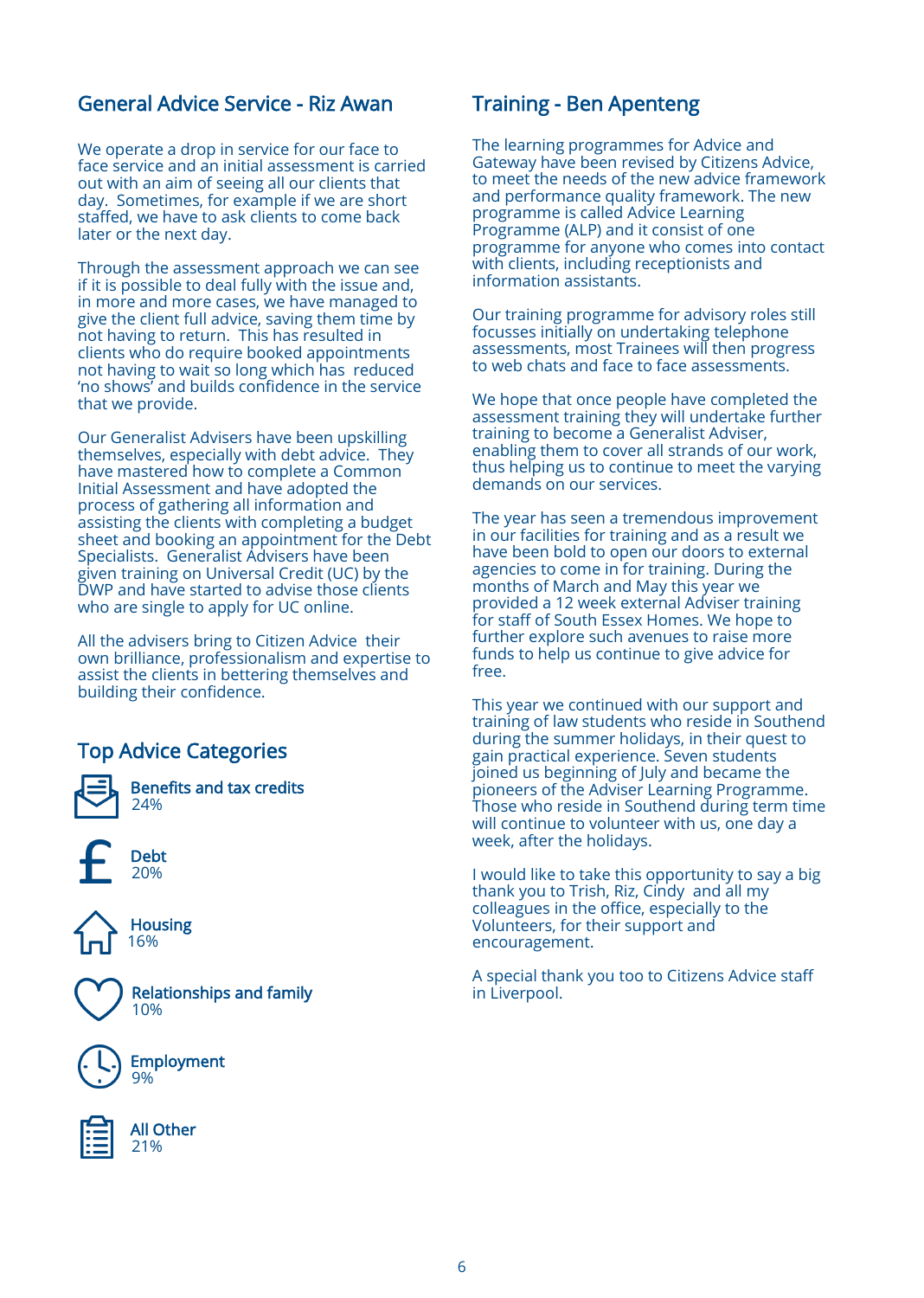## General Advice Service - Riz Awan

We operate a drop in service for our face to face service and an initial assessment is carried out with an aim of seeing all our clients that day. Sometimes, for example if we are short staffed, we have to ask clients to come back later or the next day.

Through the assessment approach we can see if it is possible to deal fully with the issue and, in more and more cases, we have managed to give the client full advice, saving them time by not having to return. This has resulted in clients who do require booked appointments not having to wait so long which has reduced 'no shows' and builds confidence in the service that we provide.

Our Generalist Advisers have been upskilling themselves, especially with debt advice. They have mastered how to complete a Common Initial Assessment and have adopted the process of gathering all information and assisting the clients with completing a budget sheet and booking an appointment for the Debt Specialists. Generalist Advisers have been given training on Universal Credit (UC) by the DWP and have started to advise those clients who are single to apply for UC online.

All the advisers bring to Citizen Advice their own brilliance, professionalism and expertise to assist the clients in bettering themselves and building their confidence.

## Top Advice Categories

**Benefits and tax credits**
24%

**Debt**
20%

**Housing**
16%

**Relationships and family**
10%

**Employment**
9%

**All Other**
21%

## Training - Ben Apenteng

The learning programmes for Advice and Gateway have been revised by Citizens Advice, to meet the needs of the new advice framework and performance quality framework. The new programme is called Advice Learning Programme (ALP) and it consist of one programme for anyone who comes into contact with clients, including receptionists and information assistants.

Our training programme for advisory roles still focusses initially on undertaking telephone assessments, most Trainees will then progress to web chats and face to face assessments.

We hope that once people have completed the assessment training they will undertake further training to become a Generalist Adviser, enabling them to cover all strands of our work, thus helping us to continue to meet the varying demands on our services.

The year has seen a tremendous improvement in our facilities for training and as a result we have been bold to open our doors to external agencies to come in for training. During the months of March and May this year we provided a 12 week external Adviser training for staff of South Essex Homes. We hope to further explore such avenues to raise more funds to help us continue to give advice for free.

This year we continued with our support and training of law students who reside in Southend during the summer holidays, in their quest to gain practical experience. Seven students joined us beginning of July and became the pioneers of the Adviser Learning Programme. Those who reside in Southend during term time will continue to volunteer with us, one day a week, after the holidays.

I would like to take this opportunity to say a big thank you to Trish, Riz, Cindy and all my colleagues in the office, especially to the Volunteers, for their support and encouragement.

A special thank you too to Citizens Advice staff in Liverpool.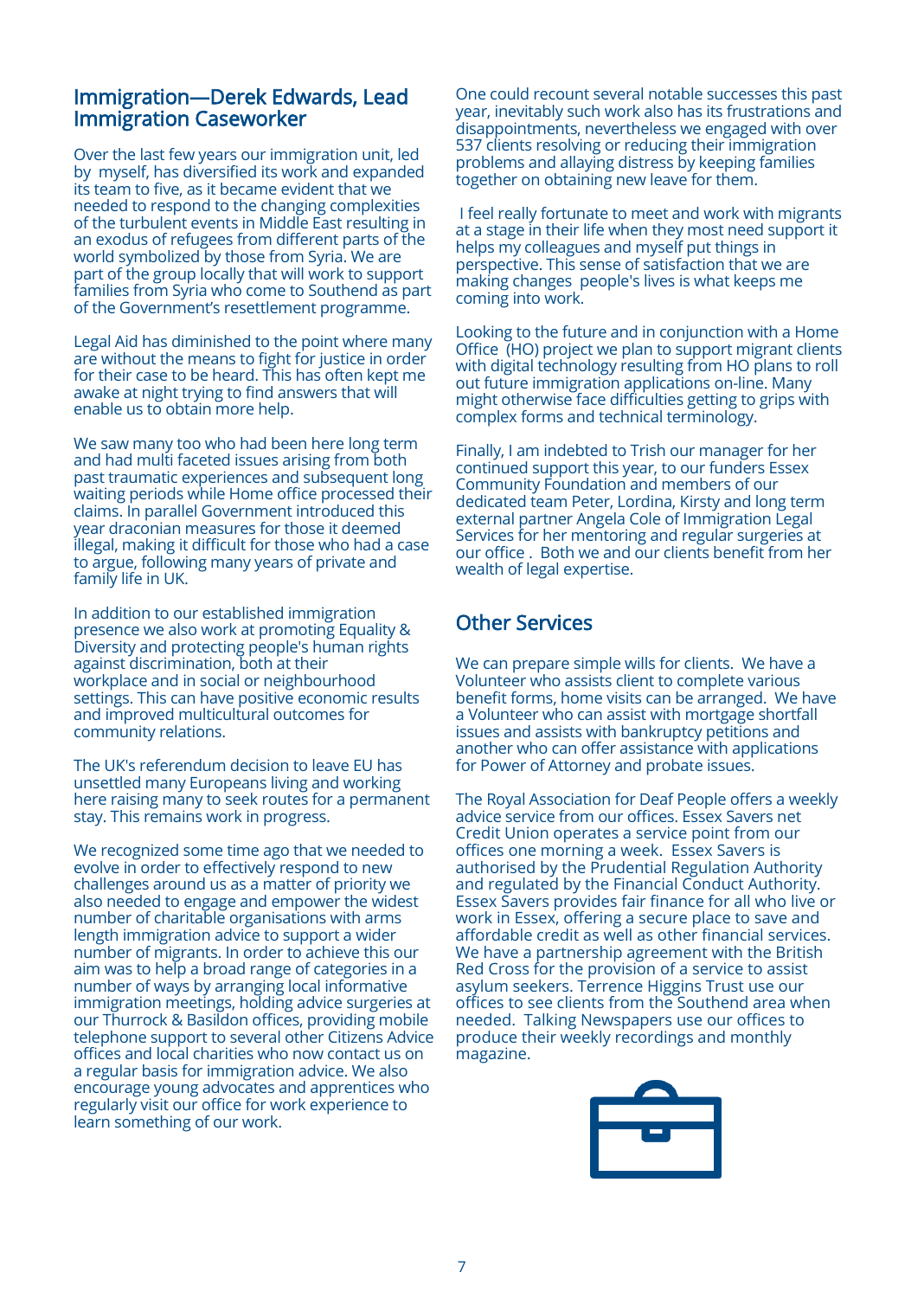## Immigration—Derek Edwards, Lead Immigration Caseworker

Over the last few years our immigration unit, led by myself, has diversified its work and expanded its team to five, as it became evident that we needed to respond to the changing complexities of the turbulent events in Middle East resulting in an exodus of refugees from different parts of the world symbolized by those from Syria. We are part of the group locally that will work to support families from Syria who come to Southend as part of the Government's resettlement programme.

Legal Aid has diminished to the point where many are without the means to fight for justice in order for their case to be heard. This has often kept me awake at night trying to find answers that will enable us to obtain more help.

We saw many too who had been here long term and had multi faceted issues arising from both past traumatic experiences and subsequent long waiting periods while Home office processed their claims. In parallel Government introduced this year draconian measures for those it deemed illegal, making it difficult for those who had a case to argue, following many years of private and family life in UK.

In addition to our established immigration presence we also work at promoting Equality & Diversity and protecting people's human rights against discrimination, both at their workplace and in social or neighbourhood settings. This can have positive economic results and improved multicultural outcomes for community relations.

The UK's referendum decision to leave EU has unsettled many Europeans living and working here raising many to seek routes for a permanent stay. This remains work in progress.

We recognized some time ago that we needed to evolve in order to effectively respond to new challenges around us as a matter of priority we also needed to engage and empower the widest number of charitable organisations with arms length immigration advice to support a wider number of migrants. In order to achieve this our aim was to help a broad range of categories in a number of ways by arranging local informative immigration meetings, holding advice surgeries at our Thurrock & Basildon offices, providing mobile telephone support to several other Citizens Advice offices and local charities who now contact us on a regular basis for immigration advice. We also encourage young advocates and apprentices who regularly visit our office for work experience to learn something of our work.

One could recount several notable successes this past year, inevitably such work also has its frustrations and disappointments, nevertheless we engaged with over 537 clients resolving or reducing their immigration problems and allaying distress by keeping families together on obtaining new leave for them.

I feel really fortunate to meet and work with migrants at a stage in their life when they most need support it helps my colleagues and myself put things in perspective. This sense of satisfaction that we are making changes people's lives is what keeps me coming into work.

Looking to the future and in conjunction with a Home Office (HO) project we plan to support migrant clients with digital technology resulting from HO plans to roll out future immigration applications on-line. Many might otherwise face difficulties getting to grips with complex forms and technical terminology.

Finally, I am indebted to Trish our manager for her continued support this year, to our funders Essex Community Foundation and members of our dedicated team Peter, Lordina, Kirsty and long term external partner Angela Cole of Immigration Legal Services for her mentoring and regular surgeries at our office . Both we and our clients benefit from her wealth of legal expertise.

## Other Services

We can prepare simple wills for clients. We have a Volunteer who assists client to complete various benefit forms, home visits can be arranged. We have a Volunteer who can assist with mortgage shortfall issues and assists with bankruptcy petitions and another who can offer assistance with applications for Power of Attorney and probate issues.

The Royal Association for Deaf People offers a weekly advice service from our offices. Essex Savers net Credit Union operates a service point from our offices one morning a week. Essex Savers is authorised by the Prudential Regulation Authority and regulated by the Financial Conduct Authority. Essex Savers provides fair finance for all who live or work in Essex, offering a secure place to save and affordable credit as well as other financial services. We have a partnership agreement with the British Red Cross for the provision of a service to assist asylum seekers. Terrence Higgins Trust use our offices to see clients from the Southend area when needed. Talking Newspapers use our offices to produce their weekly recordings and monthly magazine.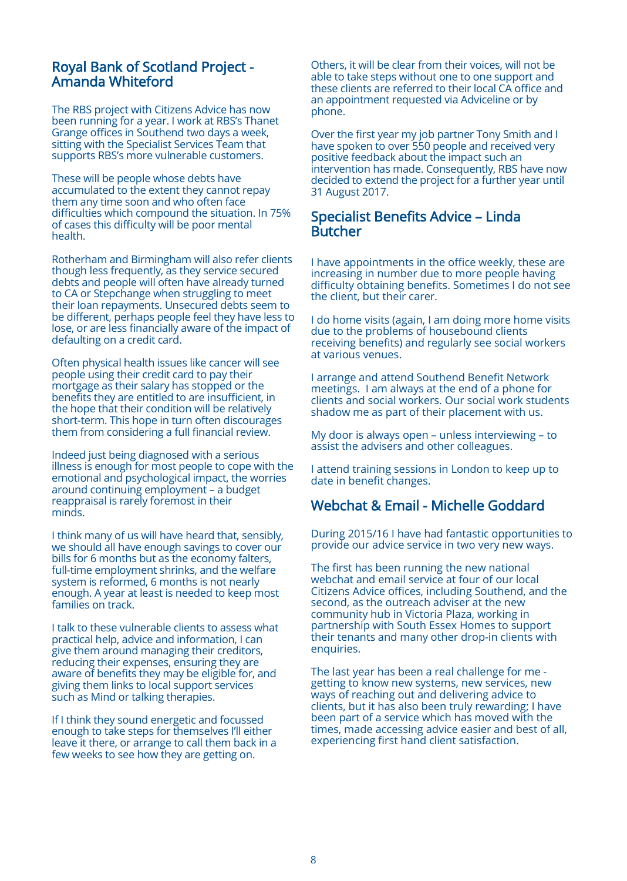## Royal Bank of Scotland Project - Amanda Whiteford

The RBS project with Citizens Advice has now been running for a year. I work at RBS's Thanet Grange offices in Southend two days a week, sitting with the Specialist Services Team that supports RBS's more vulnerable customers.

These will be people whose debts have accumulated to the extent they cannot repay them any time soon and who often face difficulties which compound the situation. In 75% of cases this difficulty will be poor mental health.

Rotherham and Birmingham will also refer clients though less frequently, as they service secured debts and people will often have already turned to CA or Stepchange when struggling to meet their loan repayments. Unsecured debts seem to be different, perhaps people feel they have less to lose, or are less financially aware of the impact of defaulting on a credit card.

Often physical health issues like cancer will see people using their credit card to pay their mortgage as their salary has stopped or the benefits they are entitled to are insufficient, in the hope that their condition will be relatively short-term. This hope in turn often discourages them from considering a full financial review.

Indeed just being diagnosed with a serious illness is enough for most people to cope with the emotional and psychological impact, the worries around continuing employment – a budget reappraisal is rarely foremost in their minds.

I think many of us will have heard that, sensibly, we should all have enough savings to cover our bills for 6 months but as the economy falters, full-time employment shrinks, and the welfare system is reformed, 6 months is not nearly enough. A year at least is needed to keep most families on track.

I talk to these vulnerable clients to assess what practical help, advice and information, I can give them around managing their creditors, reducing their expenses, ensuring they are aware of benefits they may be eligible for, and giving them links to local support services such as Mind or talking therapies.

If I think they sound energetic and focussed enough to take steps for themselves I'll either leave it there, or arrange to call them back in a few weeks to see how they are getting on.

Others, it will be clear from their voices, will not be able to take steps without one to one support and these clients are referred to their local CA office and an appointment requested via Adviceline or by phone.

Over the first year my job partner Tony Smith and I have spoken to over 550 people and received very positive feedback about the impact such an intervention has made. Consequently, RBS have now decided to extend the project for a further year until 31 August 2017.

## Specialist Benefits Advice – Linda Butcher

I have appointments in the office weekly, these are increasing in number due to more people having difficulty obtaining benefits. Sometimes I do not see the client, but their carer.

I do home visits (again, I am doing more home visits due to the problems of housebound clients receiving benefits) and regularly see social workers at various venues.

I arrange and attend Southend Benefit Network meetings. I am always at the end of a phone for clients and social workers. Our social work students shadow me as part of their placement with us.

My door is always open – unless interviewing – to assist the advisers and other colleagues.

I attend training sessions in London to keep up to date in benefit changes.

## Webchat & Email - Michelle Goddard

During 2015/16 I have had fantastic opportunities to provide our advice service in two very new ways.

The first has been running the new national webchat and email service at four of our local Citizens Advice offices, including Southend, and the second, as the outreach adviser at the new community hub in Victoria Plaza, working in partnership with South Essex Homes to support their tenants and many other drop-in clients with enquiries.

The last year has been a real challenge for me - getting to know new systems, new services, new ways of reaching out and delivering advice to clients, but it has also been truly rewarding; I have been part of a service which has moved with the times, made accessing advice easier and best of all, experiencing first hand client satisfaction.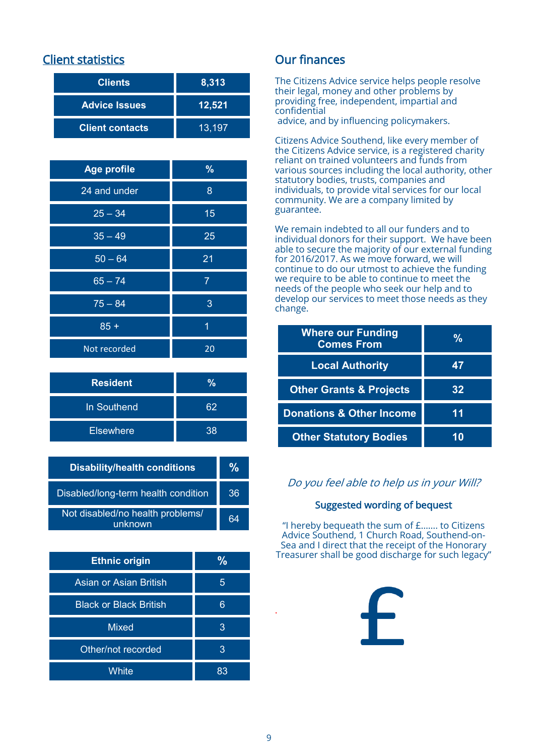## Client statistics

| Clients | 8,313 |
|---|---|
| Advice Issues | 12,521 |
| Client contacts | 13,197 |

| Age profile | % |
|---|---|
| 24 and under | 8 |
| 25 – 34 | 15 |
| 35 – 49 | 25 |
| 50 – 64 | 21 |
| 65 – 74 | 7 |
| 75 – 84 | 3 |
| 85 + | 1 |
| Not recorded | 20 |

| Resident | % |
|---|---|
| In Southend | 62 |
| Elsewhere | 38 |

| Disability/health conditions | % |
|---|---|
| Disabled/long-term health condition | 36 |
| Not disabled/no health problems/ unknown | 64 |

| Ethnic origin | % |
|---|---|
| Asian or Asian British | 5 |
| Black or Black British | 6 |
| Mixed | 3 |
| Other/not recorded | 3 |
| White | 83 |

## Our finances

The Citizens Advice service helps people resolve their legal, money and other problems by providing free, independent, impartial and confidential advice, and by influencing policymakers.

Citizens Advice Southend, like every member of the Citizens Advice service, is a registered charity reliant on trained volunteers and funds from various sources including the local authority, other statutory bodies, trusts, companies and individuals, to provide vital services for our local community. We are a company limited by guarantee.

We remain indebted to all our funders and to individual donors for their support. We have been able to secure the majority of our external funding for 2016/2017. As we move forward, we will continue to do our utmost to achieve the funding we require to be able to continue to meet the needs of the people who seek our help and to develop our services to meet those needs as they change.

| Where our Funding Comes From | % |
|---|---|
| Local Authority | 47 |
| Other Grants & Projects | 32 |
| Donations & Other Income | 11 |
| Other Statutory Bodies | 10 |

*Do you feel able to help us in your Will?*

**Suggested wording of bequest**

"I hereby bequeath the sum of £....... to Citizens Advice Southend, 1 Church Road, Southend-on-Sea and I direct that the receipt of the Honorary Treasurer shall be good discharge for such legacy"

£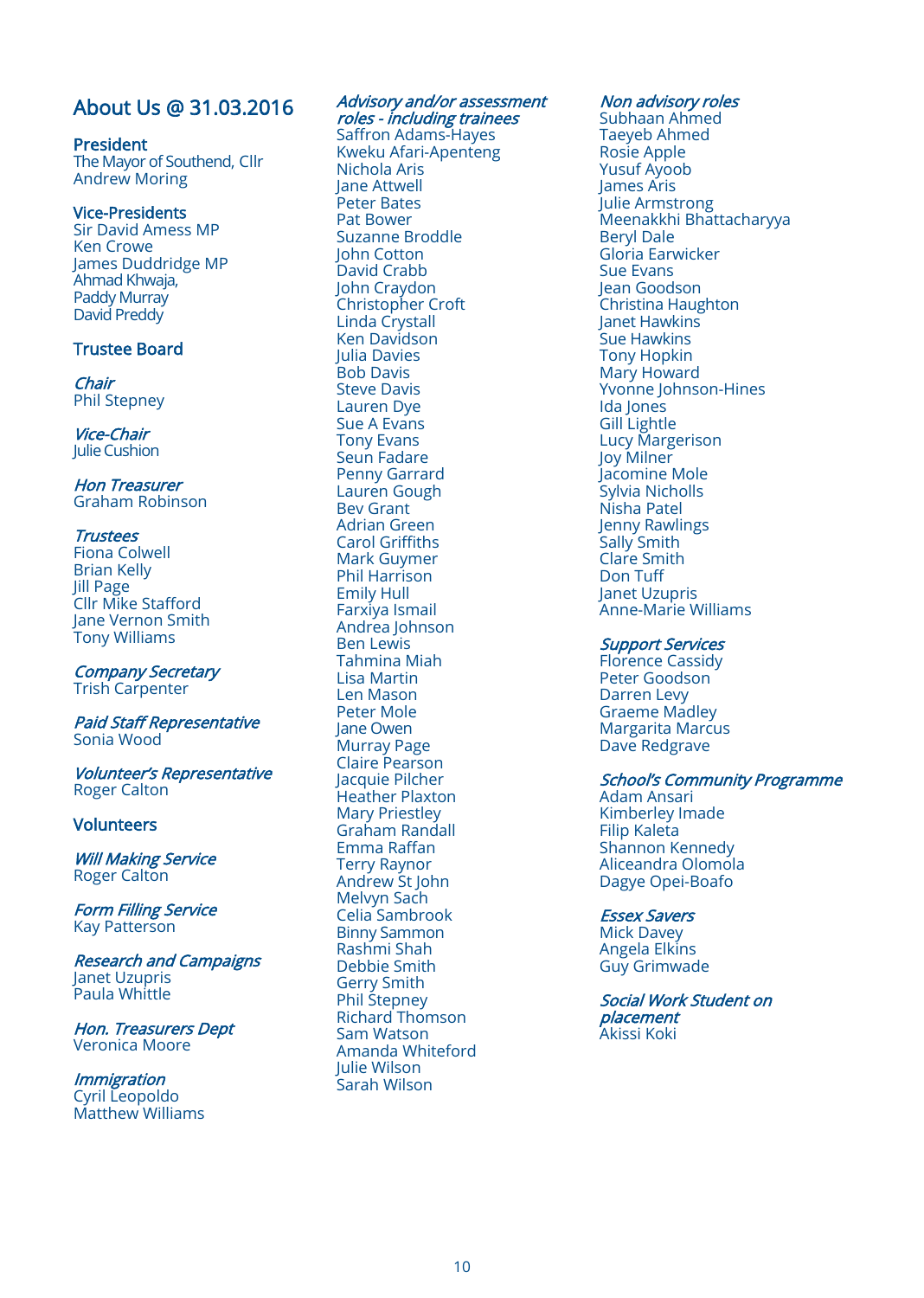# About Us @ 31.03.2016

## President

The Mayor of Southend, Cllr Andrew Moring

## Vice-Presidents

Sir David Amess MP
Ken Crowe
James Duddridge MP
Ahmad Khwaja,
Paddy Murray
David Preddy

## Trustee Board

### *Chair*

Phil Stepney

### *Vice-Chair*

Julie Cushion

### *Hon Treasurer*

Graham Robinson

### *Trustees*

Fiona Colwell
Brian Kelly
Jill Page
Cllr Mike Stafford
Jane Vernon Smith
Tony Williams

### *Company Secretary*

Trish Carpenter

### *Paid Staff Representative*

Sonia Wood

### *Volunteer's Representative*

Roger Calton

## Volunteers

### *Will Making Service*

Roger Calton

### *Form Filling Service*

Kay Patterson

### *Research and Campaigns*

Janet Uzupris
Paula Whittle

### *Hon. Treasurers Dept*

Veronica Moore

### *Immigration*

Cyril Leopoldo
Matthew Williams

### *Advisory and/or assessment roles - including trainees*

Saffron Adams-Hayes
Kweku Afari-Apenteng
Nichola Aris
Jane Attwell
Peter Bates
Pat Bower
Suzanne Broddle
John Cotton
David Crabb
John Craydon
Christopher Croft
Linda Crystall
Ken Davidson
Julia Davies
Bob Davis
Steve Davis
Lauren Dye
Sue A Evans
Tony Evans
Seun Fadare
Penny Garrard
Lauren Gough
Bev Grant
Adrian Green
Carol Griffiths
Mark Guymer
Phil Harrison
Emily Hull
Farxiya Ismail
Andrea Johnson
Ben Lewis
Tahmina Miah
Lisa Martin
Len Mason
Peter Mole
Jane Owen
Murray Page
Claire Pearson
Jacquie Pilcher
Heather Plaxton
Mary Priestley
Graham Randall
Emma Raffan
Terry Raynor
Andrew St John
Melvyn Sach
Celia Sambrook
Binny Sammon
Rashmi Shah
Debbie Smith
Gerry Smith
Phil Stepney
Richard Thomson
Sam Watson
Amanda Whiteford
Julie Wilson
Sarah Wilson

### *Non advisory roles*

Subhaan Ahmed
Taeyeb Ahmed
Rosie Apple
Yusuf Ayoob
James Aris
Julie Armstrong
Meenakkhi Bhattacharyya
Beryl Dale
Gloria Earwicker
Sue Evans
Jean Goodson
Christina Haughton
Janet Hawkins
Sue Hawkins
Tony Hopkin
Mary Howard
Yvonne Johnson-Hines
Ida Jones
Gill Lightle
Lucy Margerison
Joy Milner
Jacomine Mole
Sylvia Nicholls
Nisha Patel
Jenny Rawlings
Sally Smith
Clare Smith
Don Tuff
Janet Uzupris
Anne-Marie Williams

### *Support Services*

Florence Cassidy
Peter Goodson
Darren Levy
Graeme Madley
Margarita Marcus
Dave Redgrave

### *School's Community Programme*

Adam Ansari
Kimberley Imade
Filip Kaleta
Shannon Kennedy
Aliceandra Olomola
Dagye Opei-Boafo

### *Essex Savers*

Mick Davey
Angela Elkins
Guy Grimwade

### *Social Work Student on placement*

Akissi Koki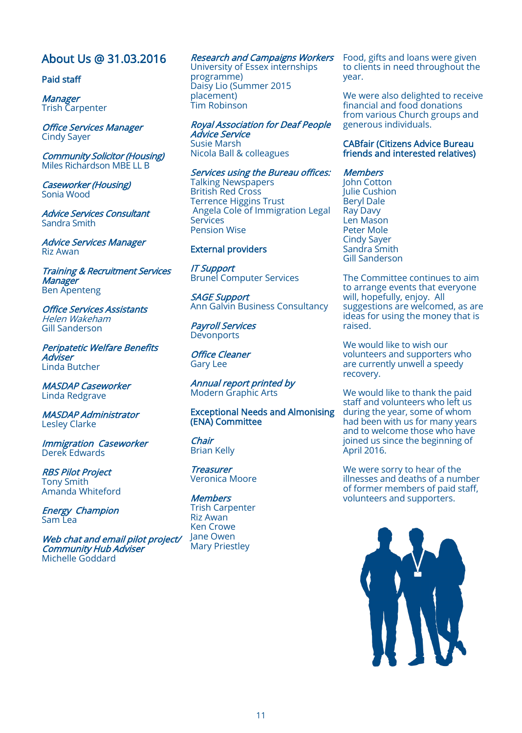## About Us @ 31.03.2016

### Paid staff

*Manager*
Trish Carpenter

*Office Services Manager*
Cindy Sayer

*Community Solicitor (Housing)*
Miles Richardson MBE LL B

*Caseworker (Housing)*
Sonia Wood

*Advice Services Consultant*
Sandra Smith

*Advice Services Manager*
Riz Awan

*Training & Recruitment Services Manager*
Ben Apenteng

*Office Services Assistants*
*Helen Wakeham*
Gill Sanderson

*Peripatetic Welfare Benefits Adviser*
Linda Butcher

*MASDAP Caseworker*
Linda Redgrave

*MASDAP Administrator*
Lesley Clarke

*Immigration Caseworker*
Derek Edwards

*RBS Pilot Project*
Tony Smith
Amanda Whiteford

*Energy Champion*
Sam Lea

*Web chat and email pilot project/ Community Hub Adviser*
Michelle Goddard

*Research and Campaigns Workers*
University of Essex internships programme)
Daisy Lio (Summer 2015 placement)
Tim Robinson

*Royal Association for Deaf People Advice Service*
Susie Marsh
Nicola Ball & colleagues

*Services using the Bureau offices:*
Talking Newspapers
British Red Cross
Terrence Higgins Trust
Angela Cole of Immigration Legal Services
Pension Wise

### External providers

*IT Support*
Brunel Computer Services

*SAGE Support*
Ann Galvin Business Consultancy

*Payroll Services*
Devonports

*Office Cleaner*
Gary Lee

*Annual report printed by*
Modern Graphic Arts

### Exceptional Needs and Almonising (ENA) Committee

*Chair*
Brian Kelly

*Treasurer*
Veronica Moore

*Members*
Trish Carpenter
Riz Awan
Ken Crowe
Jane Owen
Mary Priestley

Food, gifts and loans were given to clients in need throughout the year.

We were also delighted to receive financial and food donations from various Church groups and generous individuals.

### CABfair (Citizens Advice Bureau friends and interested relatives)

*Members*
John Cotton
Julie Cushion
Beryl Dale
Ray Davy
Len Mason
Peter Mole
Cindy Sayer
Sandra Smith
Gill Sanderson

The Committee continues to aim to arrange events that everyone will, hopefully, enjoy. All suggestions are welcomed, as are ideas for using the money that is raised.

We would like to wish our volunteers and supporters who are currently unwell a speedy recovery.

We would like to thank the paid staff and volunteers who left us during the year, some of whom had been with us for many years and to welcome those who have joined us since the beginning of April 2016.

We were sorry to hear of the illnesses and deaths of a number of former members of paid staff, volunteers and supporters.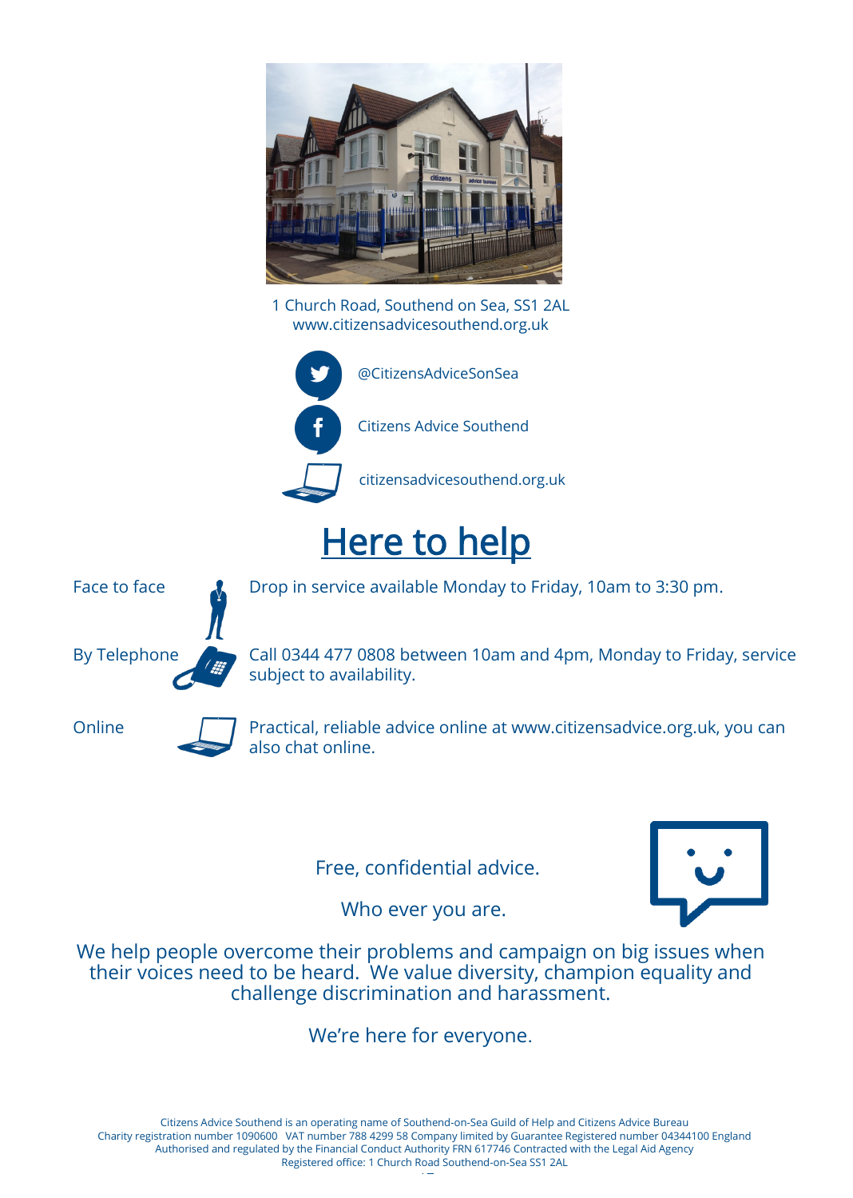1 Church Road, Southend on Sea, SS1 2AL
www.citizensadvicesouthend.org.uk

@CitizensAdviceSonSea

Citizens Advice Southend

citizensadvicesouthend.org.uk

# Here to help

**Face to face**: Drop in service available Monday to Friday, 10am to 3:30 pm.

**By Telephone**: Call 0344 477 0808 between 10am and 4pm, Monday to Friday, service subject to availability.

**Online**: Practical, reliable advice online at www.citizensadvice.org.uk, you can also chat online.

Free, confidential advice.

Who ever you are.

We help people overcome their problems and campaign on big issues when their voices need to be heard. We value diversity, champion equality and challenge discrimination and harassment.

We're here for everyone.

Citizens Advice Southend is an operating name of Southend-on-Sea Guild of Help and Citizens Advice Bureau
Charity registration number 1090600 VAT number 788 4299 58 Company limited by Guarantee Registered number 04344100 England
Authorised and regulated by the Financial Conduct Authority FRN 617746 Contracted with the Legal Aid Agency
Registered office: 1 Church Road Southend-on-Sea SS1 2AL